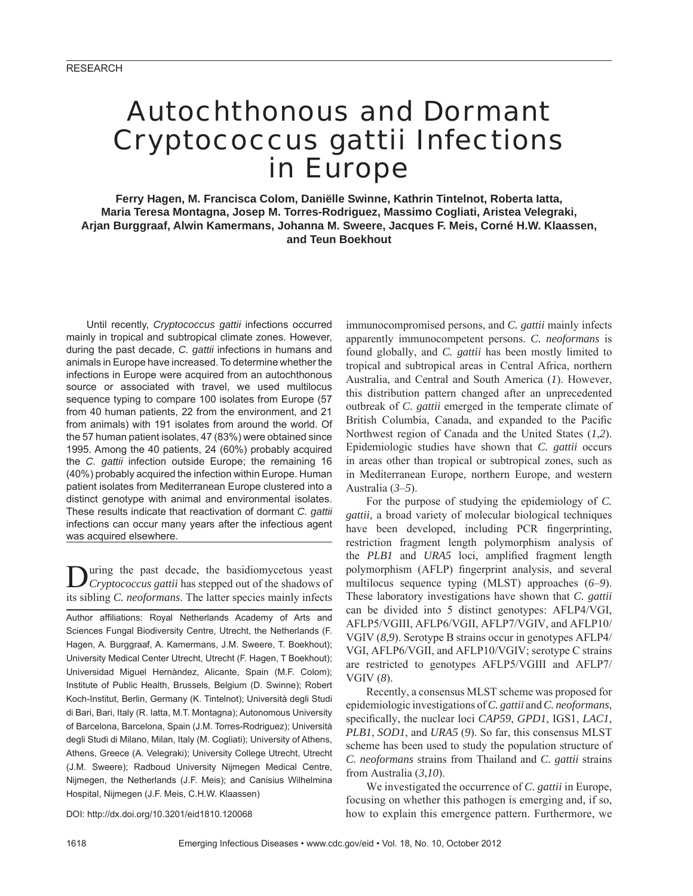# Autochthonous and Dormant Cryptococcus gattii Infections in Europe

**Ferry Hagen, M. Francisca Colom, Daniëlle Swinne, Kathrin Tintelnot, Roberta Iatta, Maria Teresa Montagna, Josep M. Torres-Rodriguez, Massimo Cogliati, Aristea Velegraki, Arjan Burggraaf, Alwin Kamermans, Johanna M. Sweere, Jacques F. Meis, Corné H.W. Klaassen, and Teun Boekhout**

Until recently, *Cryptococcus gattii* infections occurred mainly in tropical and subtropical climate zones. However, during the past decade, *C. gattii* infections in humans and animals in Europe have increased. To determine whether the infections in Europe were acquired from an autochthonous source or associated with travel, we used multilocus sequence typing to compare 100 isolates from Europe (57 from 40 human patients, 22 from the environment, and 21 from animals) with 191 isolates from around the world. Of the 57 human patient isolates, 47 (83%) were obtained since 1995. Among the 40 patients, 24 (60%) probably acquired the *C. gattii* infection outside Europe; the remaining 16 (40%) probably acquired the infection within Europe. Human patient isolates from Mediterranean Europe clustered into a distinct genotype with animal and environmental isolates. These results indicate that reactivation of dormant *C. gattii* infections can occur many years after the infectious agent was acquired elsewhere.

During the past decade, the basidiomycetous yeast *Cryptococcus gattii* has stepped out of the shadows of its sibling *C. neoformans*. The latter species mainly infects immunocompromised persons, and *C. gattii* mainly infects apparently immunocompetent persons. *C. neoformans* is found globally, and *C. gattii* has been mostly limited to tropical and subtropical areas in Central Africa, northern Australia, and Central and South America (*1*). However, this distribution pattern changed after an unprecedented outbreak of *C. gattii* emerged in the temperate climate of British Columbia, Canada, and expanded to the Pacific Northwest region of Canada and the United States (*1*,*2*). Epidemiologic studies have shown that *C. gattii* occurs in areas other than tropical or subtropical zones, such as in Mediterranean Europe, northern Europe, and western Australia (*3*–*5*).

Author affiliations: Royal Netherlands Academy of Arts and Sciences Fungal Biodiversity Centre, Utrecht, the Netherlands (F. Hagen, A. Burggraaf, A. Kamermans, J.M. Sweere, T. Boekhout); University Medical Center Utrecht, Utrecht (F. Hagen, T Boekhout); Universidad Miguel Hernàndez, Alicante, Spain (M.F. Colom); Institute of Public Health, Brussels, Belgium (D. Swinne); Robert Koch-Institut, Berlin, Germany (K. Tintelnot); Università degli Studi di Bari, Bari, Italy (R. Iatta, M.T. Montagna); Autonomous University of Barcelona, Barcelona, Spain (J.M. Torres-Rodriguez); Università degli Studi di Milano, Milan, Italy (M. Cogliati); University of Athens, Athens, Greece (A. Velegraki); University College Utrecht, Utrecht (J.M. Sweere); Radboud University Nijmegen Medical Centre, Nijmegen, the Netherlands (J.F. Meis); and Canisius Wilhelmina Hospital, Nijmegen (J.F. Meis, C.H.W. Klaassen)

DOI: http://dx.doi.org/10.3201/eid1810.120068

For the purpose of studying the epidemiology of *C. gattii*, a broad variety of molecular biological techniques have been developed, including PCR fingerprinting, restriction fragment length polymorphism analysis of the *PLB1* and *URA5* loci, amplified fragment length polymorphism (AFLP) fingerprint analysis, and several multilocus sequence typing (MLST) approaches (*6*–*9*). These laboratory investigations have shown that *C. gattii* can be divided into 5 distinct genotypes: AFLP4/VGI, AFLP5/VGIII, AFLP6/VGII, AFLP7/VGIV, and AFLP10/VGIV (*8*,*9*). Serotype B strains occur in genotypes AFLP4/VGI, AFLP6/VGII, and AFLP10/VGIV; serotype C strains are restricted to genotypes AFLP5/VGIII and AFLP7/VGIV (*8*).

Recently, a consensus MLST scheme was proposed for epidemiologic investigations of *C. gattii* and *C. neoformans*, specifically, the nuclear loci *CAP59*, *GPD1*, IGS1, *LAC1*, *PLB1*, *SOD1*, and *URA5* (*9*). So far, this consensus MLST scheme has been used to study the population structure of *C. neoformans* strains from Thailand and *C. gattii* strains from Australia (*3*,*10*).

We investigated the occurrence of *C. gattii* in Europe, focusing on whether this pathogen is emerging and, if so, how to explain this emergence pattern. Furthermore, we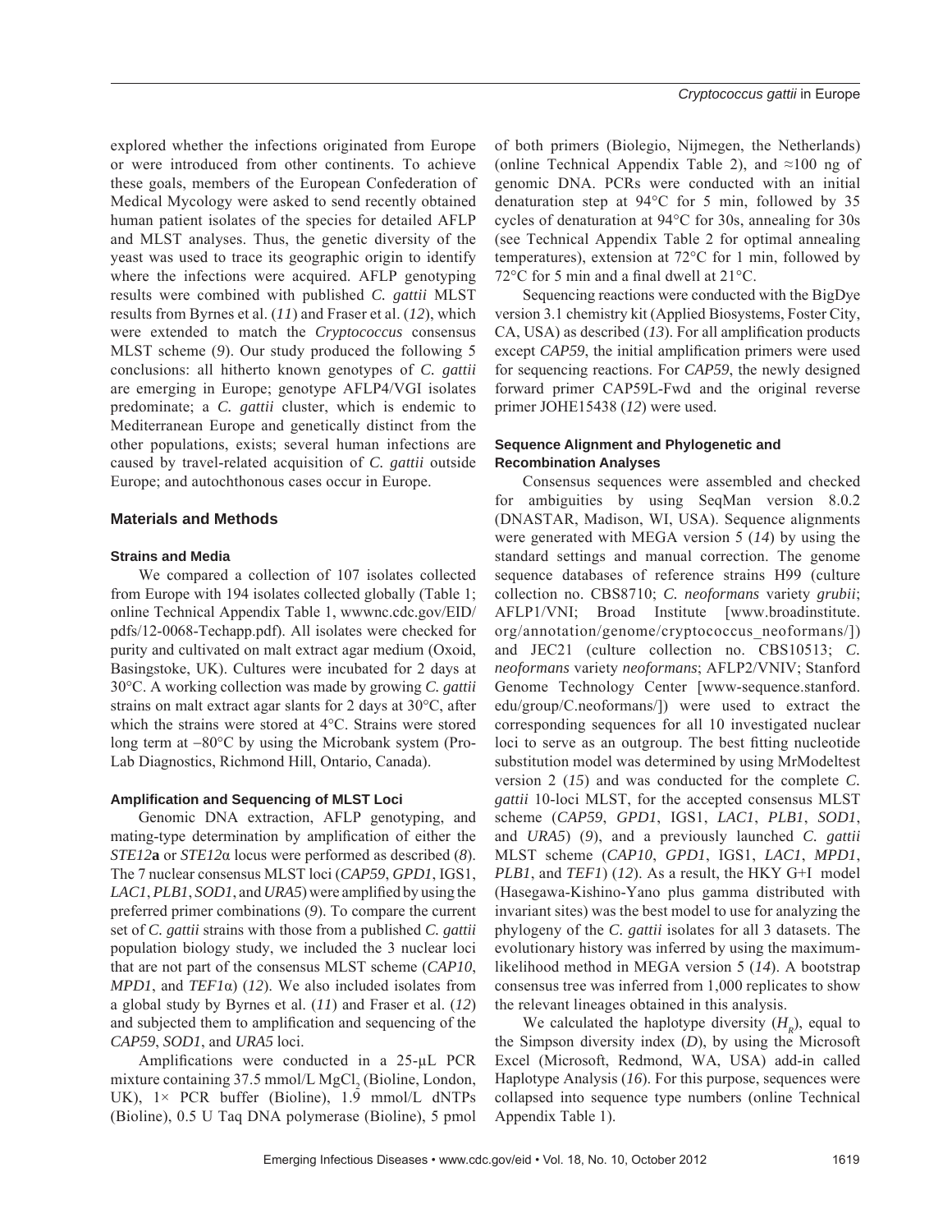explored whether the infections originated from Europe or were introduced from other continents. To achieve these goals, members of the European Confederation of Medical Mycology were asked to send recently obtained human patient isolates of the species for detailed AFLP and MLST analyses. Thus, the genetic diversity of the yeast was used to trace its geographic origin to identify where the infections were acquired. AFLP genotyping results were combined with published *C. gattii* MLST results from Byrnes et al. (*11*) and Fraser et al. (*12*), which were extended to match the *Cryptococcus* consensus MLST scheme (*9*). Our study produced the following 5 conclusions: all hitherto known genotypes of *C. gattii* are emerging in Europe; genotype AFLP4/VGI isolates predominate; a *C. gattii* cluster, which is endemic to Mediterranean Europe and genetically distinct from the other populations, exists; several human infections are caused by travel-related acquisition of *C. gattii* outside Europe; and autochthonous cases occur in Europe.

## Materials and Methods

### Strains and Media

We compared a collection of 107 isolates collected from Europe with 194 isolates collected globally (Table 1; online Technical Appendix Table 1, wwwnc.cdc.gov/EID/pdfs/12-0068-Techapp.pdf). All isolates were checked for purity and cultivated on malt extract agar medium (Oxoid, Basingstoke, UK). Cultures were incubated for 2 days at 30°C. A working collection was made by growing *C. gattii* strains on malt extract agar slants for 2 days at 30°C, after which the strains were stored at 4°C. Strains were stored long term at −80°C by using the Microbank system (Pro-Lab Diagnostics, Richmond Hill, Ontario, Canada).

### Amplification and Sequencing of MLST Loci

Genomic DNA extraction, AFLP genotyping, and mating-type determination by amplification of either the *STE12***a** or *STE12*α locus were performed as described (*8*). The 7 nuclear consensus MLST loci (*CAP59*, *GPD1*, IGS1, *LAC1*, *PLB1*, *SOD1*, and *URA5*) were amplified by using the preferred primer combinations (*9*). To compare the current set of *C. gattii* strains with those from a published *C. gattii* population biology study, we included the 3 nuclear loci that are not part of the consensus MLST scheme (*CAP10*, *MPD1*, and *TEF1*α) (*12*). We also included isolates from a global study by Byrnes et al. (*11*) and Fraser et al. (*12*) and subjected them to amplification and sequencing of the *CAP59*, *SOD1*, and *URA5* loci.

Amplifications were conducted in a 25-µL PCR mixture containing 37.5 mmol/L $MgCl_2$ (Bioline, London, UK), 1× PCR buffer (Bioline), 1.9 mmol/L dNTPs (Bioline), 0.5 U Taq DNA polymerase (Bioline), 5 pmol of both primers (Biolegio, Nijmegen, the Netherlands) (online Technical Appendix Table 2), and ≈100 ng of genomic DNA. PCRs were conducted with an initial denaturation step at 94°C for 5 min, followed by 35 cycles of denaturation at 94°C for 30s, annealing for 30s (see Technical Appendix Table 2 for optimal annealing temperatures), extension at 72°C for 1 min, followed by 72°C for 5 min and a final dwell at 21°C.

Sequencing reactions were conducted with the BigDye version 3.1 chemistry kit (Applied Biosystems, Foster City, CA, USA) as described (*13*). For all amplification products except *CAP59*, the initial amplification primers were used for sequencing reactions. For *CAP59*, the newly designed forward primer CAP59L-Fwd and the original reverse primer JOHE15438 (*12*) were used.

### Sequence Alignment and Phylogenetic and Recombination Analyses

Consensus sequences were assembled and checked for ambiguities by using SeqMan version 8.0.2 (DNASTAR, Madison, WI, USA). Sequence alignments were generated with MEGA version 5 (*14*) by using the standard settings and manual correction. The genome sequence databases of reference strains H99 (culture collection no. CBS8710; *C. neoformans* variety *grubii*; AFLP1/VNI; Broad Institute [www.broadinstitute.org/annotation/genome/cryptococcus_neoformans/]) and JEC21 (culture collection no. CBS10513; *C. neoformans* variety *neoformans*; AFLP2/VNIV; Stanford Genome Technology Center [www-sequence.stanford.edu/group/C.neoformans/]) were used to extract the corresponding sequences for all 10 investigated nuclear loci to serve as an outgroup. The best fitting nucleotide substitution model was determined by using MrModeltest version 2 (*15*) and was conducted for the complete *C. gattii* 10-loci MLST, for the accepted consensus MLST scheme (*CAP59*, *GPD1*, IGS1, *LAC1*, *PLB1*, *SOD1*, and *URA5*) (*9*), and a previously launched *C. gattii* MLST scheme (*CAP10*, *GPD1*, IGS1, *LAC1*, *MPD1*, *PLB1*, and *TEF1*) (*12*). As a result, the HKY G+I model (Hasegawa-Kishino-Yano plus gamma distributed with invariant sites) was the best model to use for analyzing the phylogeny of the *C. gattii* isolates for all 3 datasets. The evolutionary history was inferred by using the maximum-likelihood method in MEGA version 5 (*14*). A bootstrap consensus tree was inferred from 1,000 replicates to show the relevant lineages obtained in this analysis.

We calculated the haplotype diversity ($H_R$), equal to the Simpson diversity index (*D*), by using the Microsoft Excel (Microsoft, Redmond, WA, USA) add-in called Haplotype Analysis (*16*). For this purpose, sequences were collapsed into sequence type numbers (online Technical Appendix Table 1).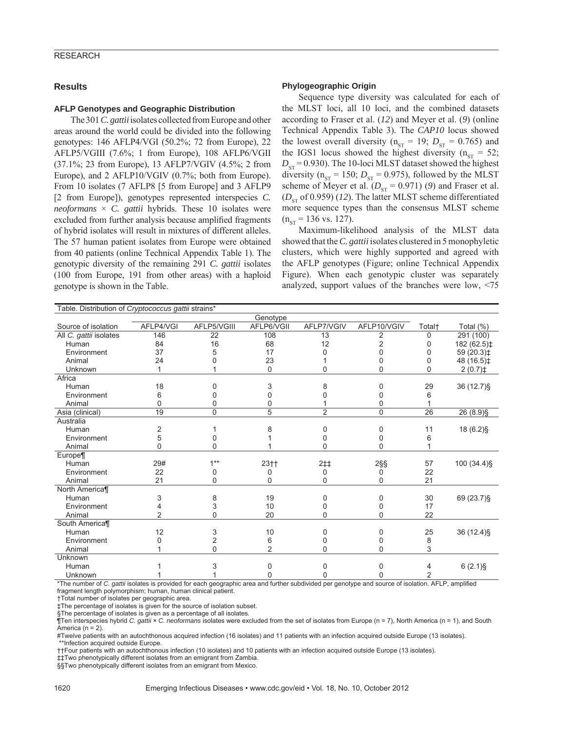## Results

### AFLP Genotypes and Geographic Distribution

The 301 *C. gattii* isolates collected from Europe and other areas around the world could be divided into the following genotypes: 146 AFLP4/VGI (50.2%; 72 from Europe), 22 AFLP5/VGIII (7.6%; 1 from Europe), 108 AFLP6/VGII (37.1%; 23 from Europe), 13 AFLP7/VGIV (4.5%; 2 from Europe), and 2 AFLP10/VGIV (0.7%; both from Europe). From 10 isolates (7 AFLP8 [5 from Europe] and 3 AFLP9 [2 from Europe]), genotypes represented interspecies *C. neoformans* × *C. gattii* hybrids. These 10 isolates were excluded from further analysis because amplified fragments of hybrid isolates will result in mixtures of different alleles. The 57 human patient isolates from Europe were obtained from 40 patients (online Technical Appendix Table 1). The genotypic diversity of the remaining 291 *C. gattii* isolates (100 from Europe, 191 from other areas) with a haploid genotype is shown in the Table.

### Phylogeographic Origin

Sequence type diversity was calculated for each of the MLST loci, all 10 loci, and the combined datasets according to Fraser et al. (*12*) and Meyer et al. (*9*) (online Technical Appendix Table 3). The *CAP10* locus showed the lowest overall diversity ($n_{ST}$ = 19; $D_{ST}$ = 0.765) and the IGS1 locus showed the highest diversity ($n_{ST}$ = 52; $D_{ST}$ = 0.930). The 10-loci MLST dataset showed the highest diversity ($n_{ST}$ = 150; $D_{ST}$ = 0.975), followed by the MLST scheme of Meyer et al. ($D_{ST}$ = 0.971) (*9*) and Fraser et al. ($D_{ST}$ of 0.959) (*12*). The latter MLST scheme differentiated more sequence types than the consensus MLST scheme ($n_{ST}$ = 136 vs. 127).

Maximum-likelihood analysis of the MLST data showed that the *C. gattii* isolates clustered in 5 monophyletic clusters, which were highly supported and agreed with the AFLP genotypes (Figure; online Technical Appendix Figure). When each genotypic cluster was separately analyzed, support values of the branches were low, <75

Table. Distribution of *Cryptococcus gattii* strains*

| Source of isolation | Genotype | | | | | Total† | Total (%) |
|---|---|---|---|---|---|---|---|
| | AFLP4/VGI | AFLP5/VGIII | AFLP6/VGII | AFLP7/VGIV | AFLP10/VGIV | | |
| All *C. gattii* isolates | 146 | 22 | 108 | 13 | 2 | 0 | 291 (100) |
| Human | 84 | 16 | 68 | 12 | 2 | 0 | 182 (62.5)‡ |
| Environment | 37 | 5 | 17 | 0 | 0 | 0 | 59 (20.3)‡ |
| Animal | 24 | 0 | 23 | 1 | 0 | 0 | 48 (16.5)‡ |
| Unknown | 1 | 1 | 0 | 0 | 0 | 0 | 2 (0.7)‡ |
| Africa | | | | | | | |
| Human | 18 | 0 | 3 | 8 | 0 | 29 | 36 (12.7)§ |
| Environment | 6 | 0 | 0 | 0 | 0 | 6 | |
| Animal | 0 | 0 | 0 | 1 | 0 | 1 | |
| Asia (clinical) | 19 | 0 | 5 | 2 | 0 | 26 | 26 (8.9)§ |
| Australia | | | | | | | |
| Human | 2 | 1 | 8 | 0 | 0 | 11 | 18 (6.2)§ |
| Environment | 5 | 0 | 1 | 0 | 0 | 6 | |
| Animal | 0 | 0 | 1 | 0 | 0 | 1 | |
| Europe¶ | | | | | | | |
| Human | 29# | 1** | 23†† | 2‡‡ | 2§§ | 57 | 100 (34.4)§ |
| Environment | 22 | 0 | 0 | 0 | 0 | 22 | |
| Animal | 21 | 0 | 0 | 0 | 0 | 21 | |
| North America¶ | | | | | | | |
| Human | 3 | 8 | 19 | 0 | 0 | 30 | 69 (23.7)§ |
| Environment | 4 | 3 | 10 | 0 | 0 | 17 | |
| Animal | 2 | 0 | 20 | 0 | 0 | 22 | |
| South America¶ | | | | | | | |
| Human | 12 | 3 | 10 | 0 | 0 | 25 | 36 (12.4)§ |
| Environment | 0 | 2 | 6 | 0 | 0 | 8 | |
| Animal | 1 | 0 | 2 | 0 | 0 | 3 | |
| Unknown | | | | | | | |
| Human | 1 | 3 | 0 | 0 | 0 | 4 | 6 (2.1)§ |
| Unknown | 1 | 1 | 0 | 0 | 0 | 2 | |

*The number of *C. gattii* isolates is provided for each geographic area and further subdivided per genotype and source of isolation. AFLP, amplified fragment length polymorphism; human, human clinical patient.
†Total number of isolates per geographic area.
‡The percentage of isolates is given for the source of isolation subset.
§The percentage of isolates is given as a percentage of all isolates.
¶Ten interspecies hybrid *C. gattii* × *C. neoformans* isolates were excluded from the set of isolates from Europe (n = 7), North America (n = 1), and South America (n = 2).
#Twelve patients with an autochthonous acquired infection (16 isolates) and 11 patients with an infection acquired outside Europe (13 isolates).
**Infection acquired outside Europe.
††Four patients with an autochthonous infection (10 isolates) and 10 patients with an infection acquired outside Europe (13 isolates).
‡‡Two phenotypically different isolates from an emigrant from Zambia.
§§Two phenotypically different isolates from an emigrant from Mexico.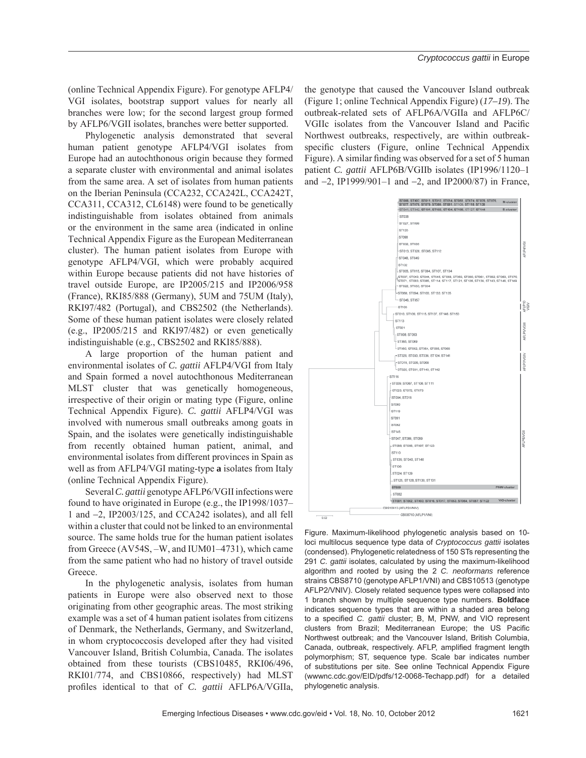(online Technical Appendix Figure). For genotype AFLP4/VGI isolates, bootstrap support values for nearly all branches were low; for the second largest group formed by AFLP6/VGII isolates, branches were better supported.

Phylogenetic analysis demonstrated that several human patient genotype AFLP4/VGI isolates from Europe had an autochthonous origin because they formed a separate cluster with environmental and animal isolates from the same area. A set of isolates from human patients on the Iberian Peninsula (CCA232, CCA242L, CCA242T, CCA311, CCA312, CL6148) were found to be genetically indistinguishable from isolates obtained from animals or the environment in the same area (indicated in online Technical Appendix Figure as the European Mediterranean cluster). The human patient isolates from Europe with genotype AFLP4/VGI, which were probably acquired within Europe because patients did not have histories of travel outside Europe, are IP2005/215 and IP2006/958 (France), RKI85/888 (Germany), 5UM and 75UM (Italy), RKI97/482 (Portugal), and CBS2502 (the Netherlands). Some of these human patient isolates were closely related (e.g., IP2005/215 and RKI97/482) or even genetically indistinguishable (e.g., CBS2502 and RKI85/888).

A large proportion of the human patient and environmental isolates of *C. gattii* AFLP4/VGI from Italy and Spain formed a novel autochthonous Mediterranean MLST cluster that was genetically homogeneous, irrespective of their origin or mating type (Figure, online Technical Appendix Figure). *C. gattii* AFLP4/VGI was involved with numerous small outbreaks among goats in Spain, and the isolates were genetically indistinguishable from recently obtained human patient, animal, and environmental isolates from different provinces in Spain as well as from AFLP4/VGI mating-type **a** isolates from Italy (online Technical Appendix Figure).

Several *C. gattii* genotype AFLP6/VGII infections were found to have originated in Europe (e.g., the IP1998/1037–1 and –2, IP2003/125, and CCA242 isolates), and all fell within a cluster that could not be linked to an environmental source. The same holds true for the human patient isolates from Greece (AV54S, –W, and IUM01–4731), which came from the same patient who had no history of travel outside Greece.

In the phylogenetic analysis, isolates from human patients in Europe were also observed next to those originating from other geographic areas. The most striking example was a set of 4 human patient isolates from citizens of Denmark, the Netherlands, Germany, and Switzerland, in whom cryptococcosis developed after they had visited Vancouver Island, British Columbia, Canada. The isolates obtained from these tourists (CBS10485, RKI06/496, RKI01/774, and CBS10866, respectively) had MLST profiles identical to that of *C. gattii* AFLP6A/VGIIa, the genotype that caused the Vancouver Island outbreak (Figure 1; online Technical Appendix Figure) (*17–19*). The outbreak-related sets of AFLP6A/VGIIa and AFLP6C/VGIIc isolates from the Vancouver Island and Pacific Northwest outbreaks, respectively, are within outbreak-specific clusters (Figure, online Technical Appendix Figure). A similar finding was observed for a set of 5 human patient *C. gattii* AFLP6B/VGIIb isolates (IP1996/1120–1 and –2, IP1999/901–1 and –2, and IP2000/87) in France,

Figure. Maximum-likelihood phylogenetic analysis based on 10-loci multilocus sequence type data of *Cryptococcus gattii* isolates (condensed). Phylogenetic relatedness of 150 STs representing the 291 *C. gattii* isolates, calculated by using the maximum-likelihood algorithm and rooted by using the 2 *C. neoformans* reference strains CBS8710 (genotype AFLP1/VNI) and CBS10513 (genotype AFLP2/VNIV). Closely related sequence types were collapsed into 1 branch shown by multiple sequence type numbers. **Boldface** indicates sequence types that are within a shaded area belong to a specified *C. gattii* cluster; B, M, PNW, and VIO represent clusters from Brazil; Mediterranean Europe; the US Pacific Northwest outbreak; and the Vancouver Island, British Columbia, Canada, outbreak, respectively. AFLP, amplified fragment length polymorphism; ST, sequence type. Scale bar indicates number of substitutions per site. See online Technical Appendix Figure (wwwnc.cdc.gov/EID/pdfs/12-0068-Techapp.pdf) for a detailed phylogenetic analysis.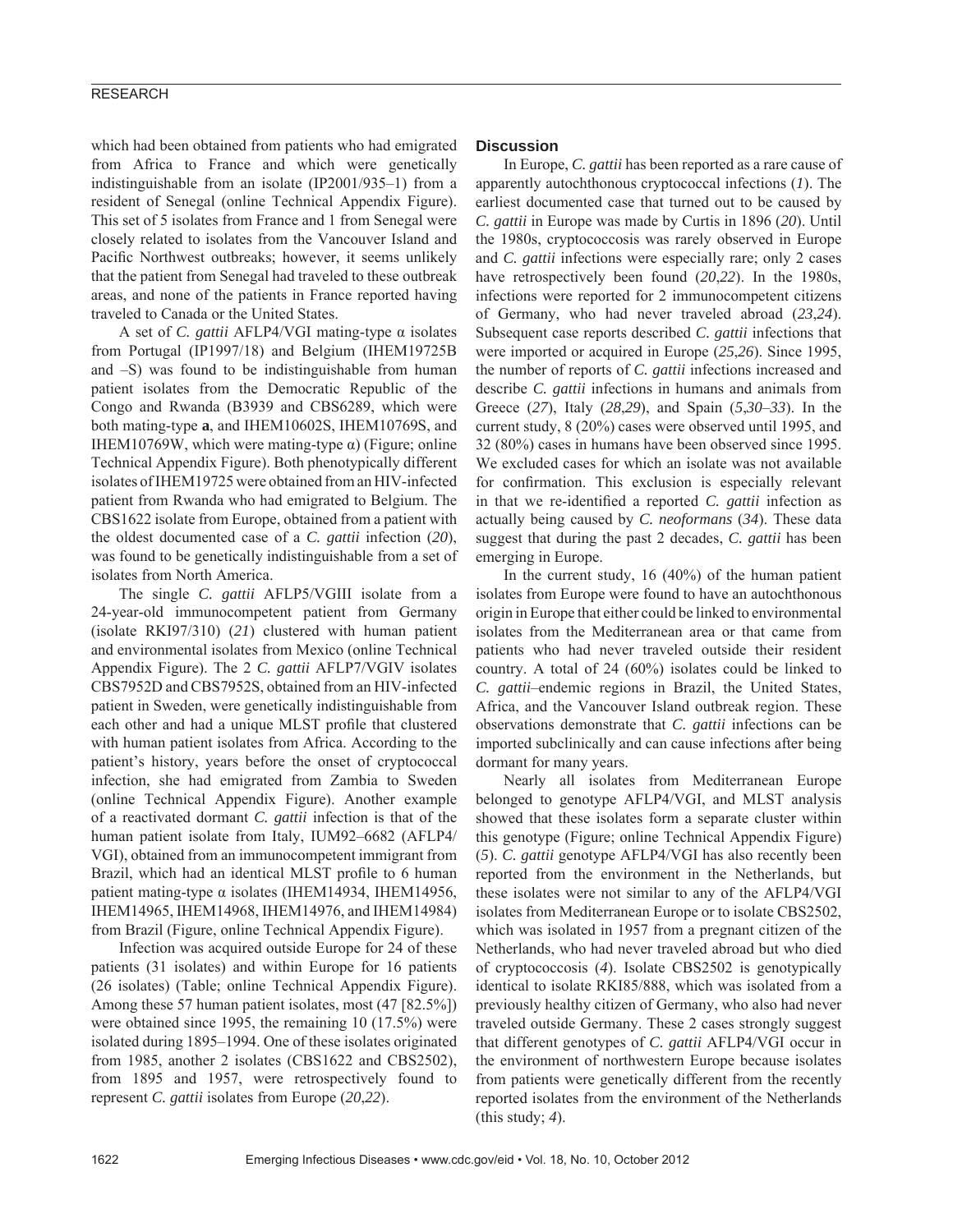which had been obtained from patients who had emigrated from Africa to France and which were genetically indistinguishable from an isolate (IP2001/935–1) from a resident of Senegal (online Technical Appendix Figure). This set of 5 isolates from France and 1 from Senegal were closely related to isolates from the Vancouver Island and Pacific Northwest outbreaks; however, it seems unlikely that the patient from Senegal had traveled to these outbreak areas, and none of the patients in France reported having traveled to Canada or the United States.

A set of *C. gattii* AFLP4/VGI mating-type α isolates from Portugal (IP1997/18) and Belgium (IHEM19725B and –S) was found to be indistinguishable from human patient isolates from the Democratic Republic of the Congo and Rwanda (B3939 and CBS6289, which were both mating-type **a**, and IHEM10602S, IHEM10769S, and IHEM10769W, which were mating-type α) (Figure; online Technical Appendix Figure). Both phenotypically different isolates of IHEM19725 were obtained from an HIV-infected patient from Rwanda who had emigrated to Belgium. The CBS1622 isolate from Europe, obtained from a patient with the oldest documented case of a *C. gattii* infection (*20*), was found to be genetically indistinguishable from a set of isolates from North America.

The single *C. gattii* AFLP5/VGIII isolate from a 24-year-old immunocompetent patient from Germany (isolate RKI97/310) (*21*) clustered with human patient and environmental isolates from Mexico (online Technical Appendix Figure). The 2 *C. gattii* AFLP7/VGIV isolates CBS7952D and CBS7952S, obtained from an HIV-infected patient in Sweden, were genetically indistinguishable from each other and had a unique MLST profile that clustered with human patient isolates from Africa. According to the patient's history, years before the onset of cryptococcal infection, she had emigrated from Zambia to Sweden (online Technical Appendix Figure). Another example of a reactivated dormant *C. gattii* infection is that of the human patient isolate from Italy, IUM92–6682 (AFLP4/VGI), obtained from an immunocompetent immigrant from Brazil, which had an identical MLST profile to 6 human patient mating-type α isolates (IHEM14934, IHEM14956, IHEM14965, IHEM14968, IHEM14976, and IHEM14984) from Brazil (Figure, online Technical Appendix Figure).

Infection was acquired outside Europe for 24 of these patients (31 isolates) and within Europe for 16 patients (26 isolates) (Table; online Technical Appendix Figure). Among these 57 human patient isolates, most (47 [82.5%]) were obtained since 1995, the remaining 10 (17.5%) were isolated during 1895–1994. One of these isolates originated from 1985, another 2 isolates (CBS1622 and CBS2502), from 1895 and 1957, were retrospectively found to represent *C. gattii* isolates from Europe (*20*,*22*).

## Discussion

In Europe, *C. gattii* has been reported as a rare cause of apparently autochthonous cryptococcal infections (*1*). The earliest documented case that turned out to be caused by *C. gattii* in Europe was made by Curtis in 1896 (*20*). Until the 1980s, cryptococcosis was rarely observed in Europe and *C. gattii* infections were especially rare; only 2 cases have retrospectively been found (*20*,*22*). In the 1980s, infections were reported for 2 immunocompetent citizens of Germany, who had never traveled abroad (*23*,*24*). Subsequent case reports described *C. gattii* infections that were imported or acquired in Europe (*25*,*26*). Since 1995, the number of reports of *C. gattii* infections increased and describe *C. gattii* infections in humans and animals from Greece (*27*), Italy (*28*,*29*), and Spain (*5*,*30*–*33*). In the current study, 8 (20%) cases were observed until 1995, and 32 (80%) cases in humans have been observed since 1995. We excluded cases for which an isolate was not available for confirmation. This exclusion is especially relevant in that we re-identified a reported *C. gattii* infection as actually being caused by *C. neoformans* (*34*). These data suggest that during the past 2 decades, *C. gattii* has been emerging in Europe.

In the current study, 16 (40%) of the human patient isolates from Europe were found to have an autochthonous origin in Europe that either could be linked to environmental isolates from the Mediterranean area or that came from patients who had never traveled outside their resident country. A total of 24 (60%) isolates could be linked to *C. gattii*–endemic regions in Brazil, the United States, Africa, and the Vancouver Island outbreak region. These observations demonstrate that *C. gattii* infections can be imported subclinically and can cause infections after being dormant for many years.

Nearly all isolates from Mediterranean Europe belonged to genotype AFLP4/VGI, and MLST analysis showed that these isolates form a separate cluster within this genotype (Figure; online Technical Appendix Figure) (*5*). *C. gattii* genotype AFLP4/VGI has also recently been reported from the environment in the Netherlands, but these isolates were not similar to any of the AFLP4/VGI isolates from Mediterranean Europe or to isolate CBS2502, which was isolated in 1957 from a pregnant citizen of the Netherlands, who had never traveled abroad but who died of cryptococcosis (*4*). Isolate CBS2502 is genotypically identical to isolate RKI85/888, which was isolated from a previously healthy citizen of Germany, who also had never traveled outside Germany. These 2 cases strongly suggest that different genotypes of *C. gattii* AFLP4/VGI occur in the environment of northwestern Europe because isolates from patients were genetically different from the recently reported isolates from the environment of the Netherlands (this study; *4*).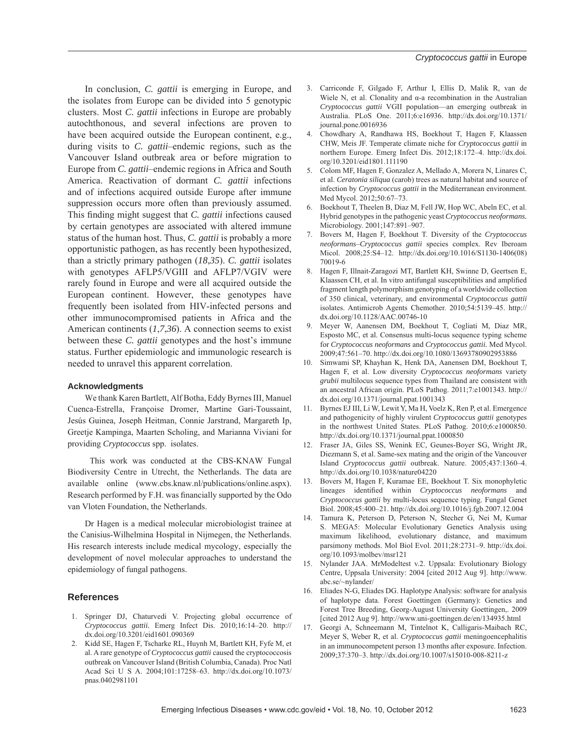In conclusion, *C. gattii* is emerging in Europe, and the isolates from Europe can be divided into 5 genotypic clusters. Most *C. gattii* infections in Europe are probably autochthonous, and several infections are proven to have been acquired outside the European continent, e.g., during visits to *C. gattii*–endemic regions, such as the Vancouver Island outbreak area or before migration to Europe from *C. gattii*–endemic regions in Africa and South America. Reactivation of dormant *C. gattii* infections and of infections acquired outside Europe after immune suppression occurs more often than previously assumed. This finding might suggest that *C. gattii* infections caused by certain genotypes are associated with altered immune status of the human host. Thus, *C. gattii* is probably a more opportunistic pathogen, as has recently been hypothesized, than a strictly primary pathogen (*18*,*35*). *C. gattii* isolates with genotypes AFLP5/VGIII and AFLP7/VGIV were rarely found in Europe and were all acquired outside the European continent. However, these genotypes have frequently been isolated from HIV-infected persons and other immunocompromised patients in Africa and the American continents (*1*,*7*,*36*). A connection seems to exist between these *C. gattii* genotypes and the host's immune status. Further epidemiologic and immunologic research is needed to unravel this apparent correlation.

### Acknowledgments

We thank Karen Bartlett, Alf Botha, Eddy Byrnes III, Manuel Cuenca-Estrella, Françoise Dromer, Martine Gari-Toussaint, Jesús Guinea, Joseph Heitman, Connie Jarstrand, Margareth Ip, Greetje Kampinga, Maarten Scholing, and Marianna Viviani for providing *Cryptococcus* spp. isolates.

This work was conducted at the CBS-KNAW Fungal Biodiversity Centre in Utrecht, the Netherlands. The data are available online (www.cbs.knaw.nl/publications/online.aspx). Research performed by F.H. was financially supported by the Odo van Vloten Foundation, the Netherlands.

Dr Hagen is a medical molecular microbiologist trainee at the Canisius-Wilhelmina Hospital in Nijmegen, the Netherlands. His research interests include medical mycology, especially the development of novel molecular approaches to understand the epidemiology of fungal pathogens.

## References

1. Springer DJ, Chaturvedi V. Projecting global occurrence of *Cryptococcus gattii.* Emerg Infect Dis. 2010;16:14–20. http://dx.doi.org/10.3201/eid1601.090369
2. Kidd SE, Hagen F, Tscharke RL, Huynh M, Bartlett KH, Fyfe M, et al. A rare genotype of *Cryptococcus gattii* caused the cryptococcosis outbreak on Vancouver Island (British Columbia, Canada). Proc Natl Acad Sci U S A. 2004;101:17258–63. http://dx.doi.org/10.1073/pnas.0402981101
3. Carriconde F, Gilgado F, Arthur I, Ellis D, Malik R, van de Wiele N, et al. Clonality and α-a recombination in the Australian *Cryptococcus gattii* VGII population—an emerging outbreak in Australia. PLoS One. 2011;6:e16936. http://dx.doi.org/10.1371/journal.pone.0016936
4. Chowdhary A, Randhawa HS, Boekhout T, Hagen F, Klaassen CHW, Meis JF. Temperate climate niche for *Cryptococcus gattii* in northern Europe. Emerg Infect Dis. 2012;18:172–4. http://dx.doi.org/10.3201/eid1801.111190
5. Colom MF, Hagen F, Gonzalez A, Mellado A, Morera N, Linares C, et al. *Ceratonia siliqua* (carob) trees as natural habitat and source of infection by *Cryptococcus gattii* in the Mediterranean environment. Med Mycol. 2012;50:67–73.
6. Boekhout T, Theelen B, Diaz M, Fell JW, Hop WC, Abeln EC, et al. Hybrid genotypes in the pathogenic yeast *Cryptococcus neoformans.* Microbiology. 2001;147:891–907.
7. Bovers M, Hagen F, Boekhout T. Diversity of the *Cryptococcus neoformans*–*Cryptococcus gattii* species complex. Rev Iberoam Micol. 2008;25:S4–12. http://dx.doi.org/10.1016/S1130-1406(08)70019-6
8. Hagen F, Illnait-Zaragozi MT, Bartlett KH, Swinne D, Geertsen E, Klaassen CH, et al. In vitro antifungal susceptibilities and amplified fragment length polymorphism genotyping of a worldwide collection of 350 clinical, veterinary, and environmental *Cryptococcus gattii* isolates. Antimicrob Agents Chemother. 2010;54:5139–45. http://dx.doi.org/10.1128/AAC.00746-10
9. Meyer W, Aanensen DM, Boekhout T, Cogliati M, Diaz MR, Esposto MC, et al. Consensus multi-locus sequence typing scheme for *Cryptococcus neoformans* and *Cryptococcus gattii.* Med Mycol. 2009;47:561–70. http://dx.doi.org/10.1080/13693780902953886
10. Simwami SP, Khayhan K, Henk DA, Aanensen DM, Boekhout T, Hagen F, et al. Low diversity *Cryptococcus neoformans* variety *grubii* multilocus sequence types from Thailand are consistent with an ancestral African origin. PLoS Pathog. 2011;7:e1001343. http://dx.doi.org/10.1371/journal.ppat.1001343
11. Byrnes EJ III, Li W, Lewit Y, Ma H, Voelz K, Ren P, et al. Emergence and pathogenicity of highly virulent *Cryptococcus gattii* genotypes in the northwest United States. PLoS Pathog. 2010;6:e1000850. http://dx.doi.org/10.1371/journal.ppat.1000850
12. Fraser JA, Giles SS, Wenink EC, Geunes-Boyer SG, Wright JR, Diezmann S, et al. Same-sex mating and the origin of the Vancouver Island *Cryptococcus gattii* outbreak. Nature. 2005;437:1360–4. http://dx.doi.org/10.1038/nature04220
13. Bovers M, Hagen F, Kuramae EE, Boekhout T. Six monophyletic lineages identified within *Cryptococcus neoformans* and *Cryptococcus gattii* by multi-locus sequence typing. Fungal Genet Biol. 2008;45:400–21. http://dx.doi.org/10.1016/j.fgb.2007.12.004
14. Tamura K, Peterson D, Peterson N, Stecher G, Nei M, Kumar S. MEGA5: Molecular Evolutionary Genetics Analysis using maximum likelihood, evolutionary distance, and maximum parsimony methods. Mol Biol Evol. 2011;28:2731–9. http://dx.doi.org/10.1093/molbev/msr121
15. Nylander JAA. MrModeltest v.2. Uppsala: Evolutionary Biology Centre, Uppsala University: 2004 [cited 2012 Aug 9]. http://www.abc.se/~nylander/
16. Eliades N-G, Eliades DG. Haplotype Analysis: software for analysis of haplotype data. Forest Goettingen (Germany): Genetics and Forest Tree Breeding, Georg-August University Goettingen,. 2009 [cited 2012 Aug 9]. http://www.uni-goettingen.de/en/134935.html
17. Georgi A, Schneemann M, Tintelnot K, Calligaris-Maibach RC, Meyer S, Weber R, et al. *Cryptococcus gattii* meningoencephalitis in an immunocompetent person 13 months after exposure. Infection. 2009;37:370–3. http://dx.doi.org/10.1007/s15010-008-8211-z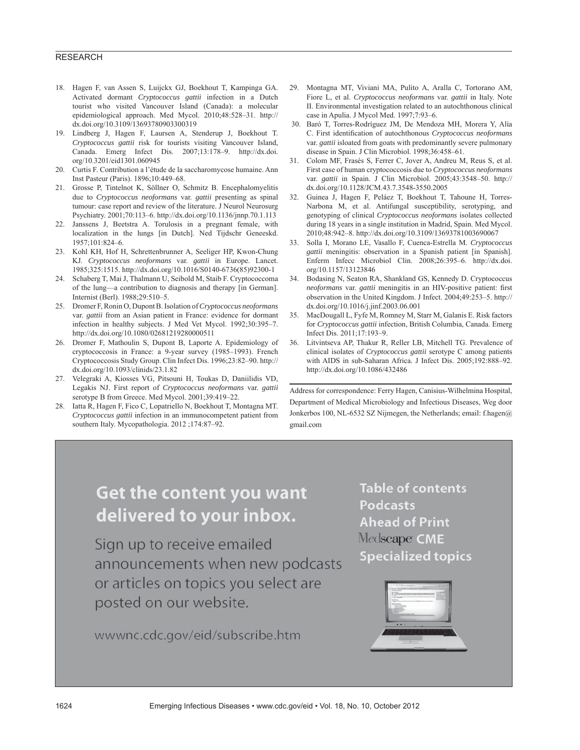18. Hagen F, van Assen S, Luijckx GJ, Boekhout T, Kampinga GA. Activated dormant *Cryptococcus gattii* infection in a Dutch tourist who visited Vancouver Island (Canada): a molecular epidemiological approach. Med Mycol. 2010;48:528–31. http://dx.doi.org/10.3109/13693780903300319
19. Lindberg J, Hagen F, Laursen A, Stenderup J, Boekhout T. *Cryptococcus gattii* risk for tourists visiting Vancouver Island, Canada. Emerg Infect Dis. 2007;13:178–9. http://dx.doi.org/10.3201/eid1301.060945
20. Curtis F. Contribution a l'étude de la saccharomycose humaine. Ann Inst Pasteur (Paris). 1896;10:449–68.
21. Grosse P, Tintelnot K, Söllner O, Schmitz B. Encephalomyelitis due to *Cryptococcus neoformans* var. *gattii* presenting as spinal tumour: case report and review of the literature. J Neurol Neurosurg Psychiatry. 2001;70:113–6. http://dx.doi.org/10.1136/jnnp.70.1.113
22. Janssens J, Beetstra A. Torulosis in a pregnant female, with localization in the lungs [in Dutch]. Ned Tijdschr Geneeskd. 1957;101:824–6.
23. Kohl KH, Hof H, Schrettenbrunner A, Seeliger HP, Kwon-Chung KJ. *Cryptococcus neoformans* var. *gattii* in Europe. Lancet. 1985;325:1515. http://dx.doi.org/10.1016/S0140-6736(85)92300-1
24. Schaberg T, Mai J, Thalmann U, Seibold M, Staib F. Cryptococcoma of the lung—a contribution to diagnosis and therapy [in German]. Internist (Berl). 1988;29:510–5.
25. Dromer F, Ronin O, Dupont B. Isolation of *Cryptococcus neoformans* var. *gattii* from an Asian patient in France: evidence for dormant infection in healthy subjects. J Med Vet Mycol. 1992;30:395–7. http://dx.doi.org/10.1080/02681219280000511
26. Dromer F, Mathoulin S, Dupont B, Laporte A. Epidemiology of cryptococcosis in France: a 9-year survey (1985–1993). French Cryptococcosis Study Group. Clin Infect Dis. 1996;23:82–90. http://dx.doi.org/10.1093/clinids/23.1.82
27. Velegraki A, Kiosses VG, Pitsouni H, Toukas D, Daniilidis VD, Legakis NJ. First report of *Cryptococcus neoformans* var. *gattii* serotype B from Greece. Med Mycol. 2001;39:419–22.
28. Iatta R, Hagen F, Fico C, Lopatriello N, Boekhout T, Montagna MT. *Cryptococcus gattii* infection in an immunocompetent patient from southern Italy. Mycopathologia. 2012 ;174:87–92.
29. Montagna MT, Viviani MA, Pulito A, Aralla C, Tortorano AM, Fiore L, et al. *Cryptococcus neoformans* var. *gattii* in Italy. Note II. Environmental investigation related to an autochthonous clinical case in Apulia. J Mycol Med. 1997;7:93–6.
30. Baró T, Torres-Rodríguez JM, De Mendoza MH, Morera Y, Alía C. First identification of autochthonous *Cryptococcus neoformans* var. *gattii* isloated from goats with predominantly severe pulmonary disease in Spain. J Clin Microbiol. 1998;36:458–61.
31. Colom MF, Frasés S, Ferrer C, Jover A, Andreu M, Reus S, et al. First case of human cryptococcosis due to *Cryptococcus neoformans* var. *gattii* in Spain. J Clin Microbiol. 2005;43:3548–50. http://dx.doi.org/10.1128/JCM.43.7.3548-3550.2005
32. Guinea J, Hagen F, Peláez T, Boekhout T, Tahoune H, Torres-Narbona M, et al. Antifungal susceptibility, serotyping, and genotyping of clinical *Cryptococcus neoformans* isolates collected during 18 years in a single institution in Madrid, Spain. Med Mycol. 2010;48:942–8. http://dx.doi.org/10.3109/13693781003690067
33. Solla I, Morano LE, Vasallo F, Cuenca-Estrella M. *Cryptococcus gattii* meningitis: observation in a Spanish patient [in Spanish]. Enferm Infecc Microbiol Clin. 2008;26:395–6. http://dx.doi.org/10.1157/13123846
34. Bodasing N, Seaton RA, Shankland GS, Kennedy D. Cryptococcus *neoformans* var. *gattii* meningitis in an HIV-positive patient: first observation in the United Kingdom. J Infect. 2004;49:253–5. http://dx.doi.org/10.1016/j.jinf.2003.06.001
35. MacDougall L, Fyfe M, Romney M, Starr M, Galanis E. Risk factors for *Cryptococcus gattii* infection, British Columbia, Canada. Emerg Infect Dis. 2011;17:193–9.
36. Litvintseva AP, Thakur R, Reller LB, Mitchell TG. Prevalence of clinical isolates of *Cryptococcus gattii* serotype C among patients with AIDS in sub-Saharan Africa. J Infect Dis. 2005;192:888–92. http://dx.doi.org/10.1086/432486

Address for correspondence: Ferry Hagen, Canisius-Wilhelmina Hospital, Department of Medical Microbiology and Infectious Diseases, Weg door Jonkerbos 100, NL-6532 SZ Nijmegen, the Netherlands; email: f.hagen@gmail.com

**Get the content you want delivered to your inbox.**

Sign up to receive emailed announcements when new podcasts or articles on topics you select are posted on our website.

wwwnc.cdc.gov/eid/subscribe.htm

**Table of contents**
**Podcasts**
**Ahead of Print**
**Medscape CME**
**Specialized topics**